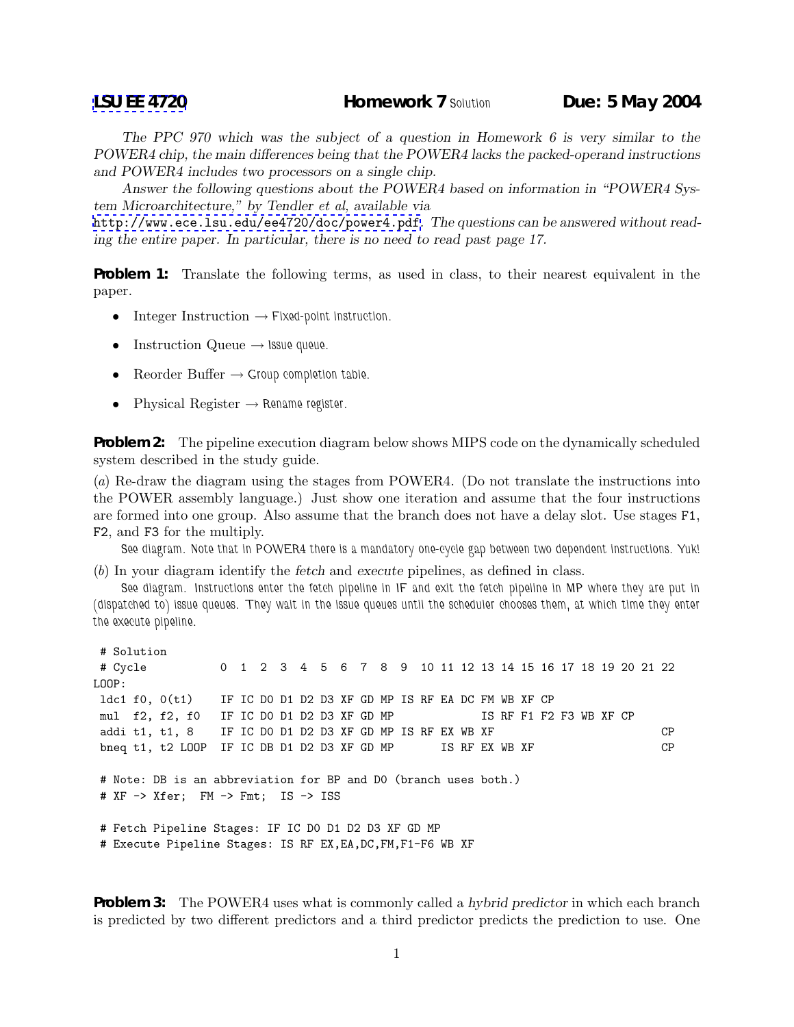**LSU EE 4720** **Homework 7** Solution **Due: 5 May 2004**

*The PPC 970 which was the subject of a question in Homework 6 is very similar to the POWER4 chip, the main differences being that the POWER4 lacks the packed-operand instructions and POWER4 includes two processors on a single chip.*

*Answer the following questions about the POWER4 based on information in "POWER4 System Microarchitecture," by Tendler et al, available via* http://www.ece.lsu.edu/ee4720/doc/power4.pdf. *The questions can be answered without reading the entire paper. In particular, there is no need to read past page 17.*

**Problem 1:** Translate the following terms, as used in class, to their nearest equivalent in the paper.

- Integer Instruction → Fixed-point instruction.
- Instruction Queue → Issue queue.
- Reorder Buffer → Group completion table.
- Physical Register → Rename register.

**Problem 2:** The pipeline execution diagram below shows MIPS code on the dynamically scheduled system described in the study guide.

(*a*) Re-draw the diagram using the stages from POWER4. (Do not translate the instructions into the POWER assembly language.) Just show one iteration and assume that the four instructions are formed into one group. Also assume that the branch does not have a delay slot. Use stages F1, F2, and F3 for the multiply.

See diagram. Note that in POWER4 there is a mandatory one-cycle gap between two dependent instructions. Yuk!

(*b*) In your diagram identify the *fetch* and *execute* pipelines, as defined in class.

See diagram. Instructions enter the fetch pipeline in IF and exit the fetch pipeline in MP where they are put in (dispatched to) issue queues. They wait in the issue queues until the scheduler chooses them, at which time they enter the execute pipeline.

```
 # Solution
 # Cycle          0  1  2  3  4  5  6  7  8  9  10 11 12 13 14 15 16 17 18 19 20 21 22
LOOP:
 ldc1 f0, 0(t1)   IF IC D0 D1 D2 D3 XF GD MP IS RF EA DC FM WB XF CP
 mul  f2, f2, f0  IF IC D0 D1 D2 D3 XF GD MP             IS RF F1 F2 F3 WB XF CP
 addi t1, t1, 8   IF IC D0 D1 D2 D3 XF GD MP IS RF EX WB XF                      CP
 bneq t1, t2 LOOP IF IC DB D1 D2 D3 XF GD MP       IS RF EX WB XF                CP

 # Note: DB is an abbreviation for BP and D0 (branch uses both.)
 # XF -> Xfer;  FM -> Fmt;  IS -> ISS

 # Fetch Pipeline Stages: IF IC D0 D1 D2 D3 XF GD MP
 # Execute Pipeline Stages: IS RF EX,EA,DC,FM,F1-F6 WB XF
```

**Problem 3:** The POWER4 uses what is commonly called a *hybrid predictor* in which each branch is predicted by two different predictors and a third predictor predicts the prediction to use. One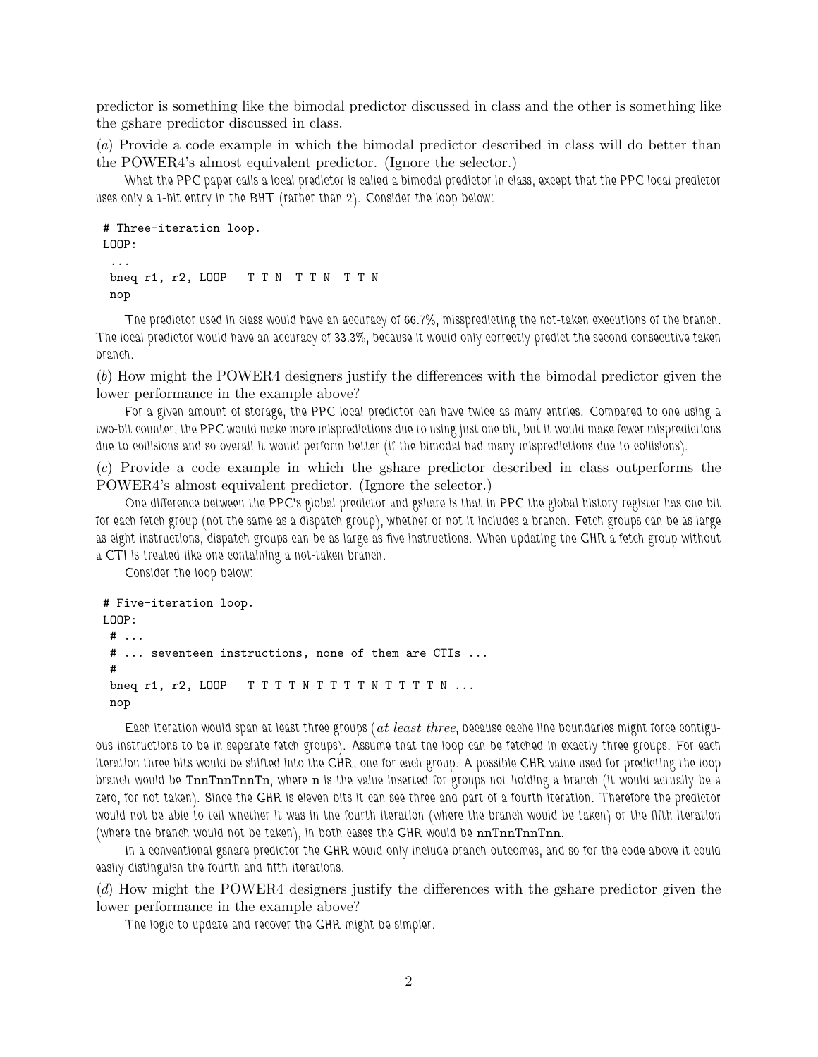predictor is something like the bimodal predictor discussed in class and the other is something like the gshare predictor discussed in class.

(*a*) Provide a code example in which the bimodal predictor described in class will do better than the POWER4's almost equivalent predictor. (Ignore the selector.)

What the PPC paper calls a local predictor is called a bimodal predictor in class, except that the PPC local predictor uses only a 1-bit entry in the BHT (rather than 2). Consider the loop below:

```
# Three-iteration loop.
LOOP:
 ...
 bneq r1, r2, LOOP   T T N  T T N  T T N
 nop
```

The predictor used in class would have an accuracy of 66.7%, misspredicting the not-taken executions of the branch. The local predictor would have an accuracy of 33.3%, because it would only correctly predict the second consecutive taken branch.

(*b*) How might the POWER4 designers justify the differences with the bimodal predictor given the lower performance in the example above?

For a given amount of storage, the PPC local predictor can have twice as many entries. Compared to one using a two-bit counter, the PPC would make more mispredictions due to using just one bit, but it would make fewer mispredictions due to collisions and so overall it would perform better (if the bimodal had many mispredictions due to collisions).

(*c*) Provide a code example in which the gshare predictor described in class outperforms the POWER4's almost equivalent predictor. (Ignore the selector.)

One difference between the PPC's global predictor and gshare is that in PPC the global history register has one bit for each fetch group (not the same as a dispatch group), whether or not it includes a branch. Fetch groups can be as large as eight instructions, dispatch groups can be as large as five instructions. When updating the GHR a fetch group without a CTI is treated like one containing a not-taken branch.

Consider the loop below:

```
# Five-iteration loop.
LOOP:
 # ...
 # ... seventeen instructions, none of them are CTIs ...
 #
 bneq r1, r2, LOOP   T T T T N T T T T N T T T T N ...
 nop
```

Each iteration would span at least three groups (*at least three*, because cache line boundaries might force contiguous instructions to be in separate fetch groups). Assume that the loop can be fetched in exactly three groups. For each iteration three bits would be shifted into the GHR, one for each group. A possible GHR value used for predicting the loop branch would be **TnnTnnTnnTn**, where **n** is the value inserted for groups not holding a branch (it would actually be a zero, for not taken). Since the GHR is eleven bits it can see three and part of a fourth iteration. Therefore the predictor would not be able to tell whether it was in the fourth iteration (where the branch would be taken) or the fifth iteration (where the branch would not be taken), in both cases the GHR would be **nnTnnTnnTnn**.

In a conventional gshare predictor the GHR would only include branch outcomes, and so for the code above it could easily distinguish the fourth and fifth iterations.

(*d*) How might the POWER4 designers justify the differences with the gshare predictor given the lower performance in the example above?

The logic to update and recover the GHR might be simpler.